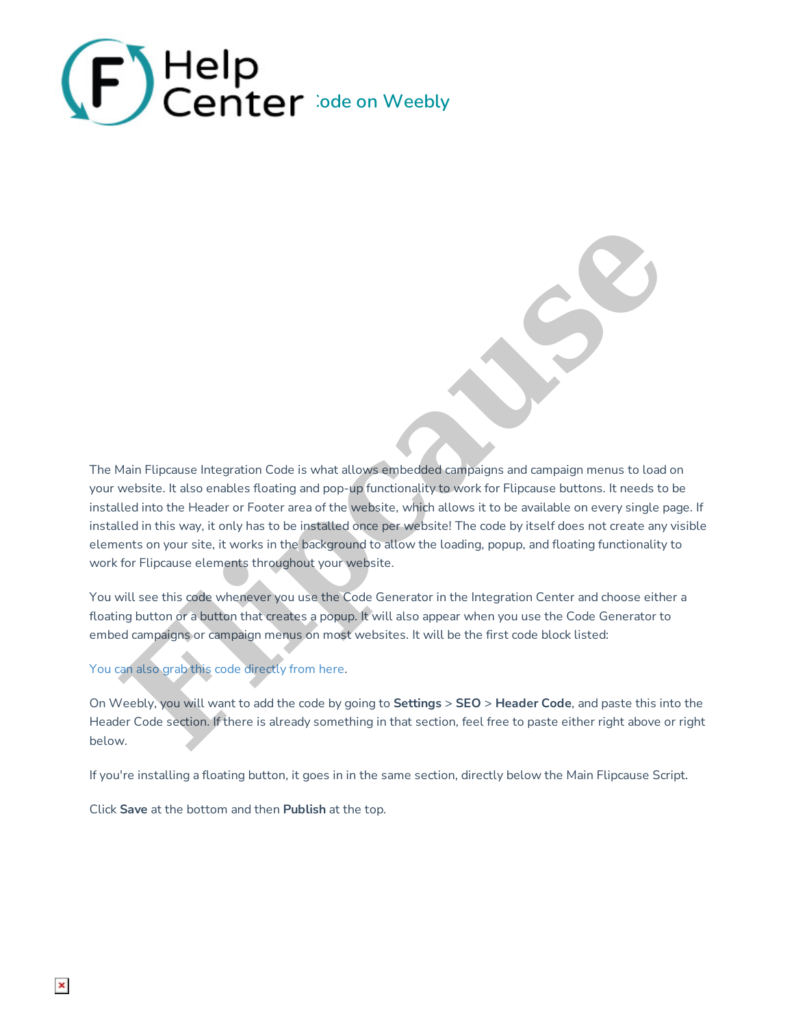# :ode on Weebly

The Main Flipcause Integration Code is what allows embedded campaigns and campaign menus to load on your website. It also enables floating and pop-up functionality to work for Flipcause buttons. It needs to be installed into the Header or Footer area of the website, which allows it to be available on every single page. If installed in this way, it only has to be installed once per website! The code by itself does not create any visible elements on your site, it works in the background to allow the loading, popup, and floating functionality to work for Flipcause elements throughout your website.

You will see this code whenever you use the Code Generator in the Integration Center and choose either a floating button or a button that creates a popup. It will also appear when you use the Code Generator to embed campaigns or campaign menus on most websites. It will be the first code block listed:

You can also grab this code directly from here.

On Weebly, you will want to add the code by going to **Settings** > **SEO** > **Header Code**, and paste this into the Header Code section. If there is already something in that section, feel free to paste either right above or right below.

If you're installing a floating button, it goes in in the same section, directly below the Main Flipcause Script.

Click **Save** at the bottom and then **Publish** at the top.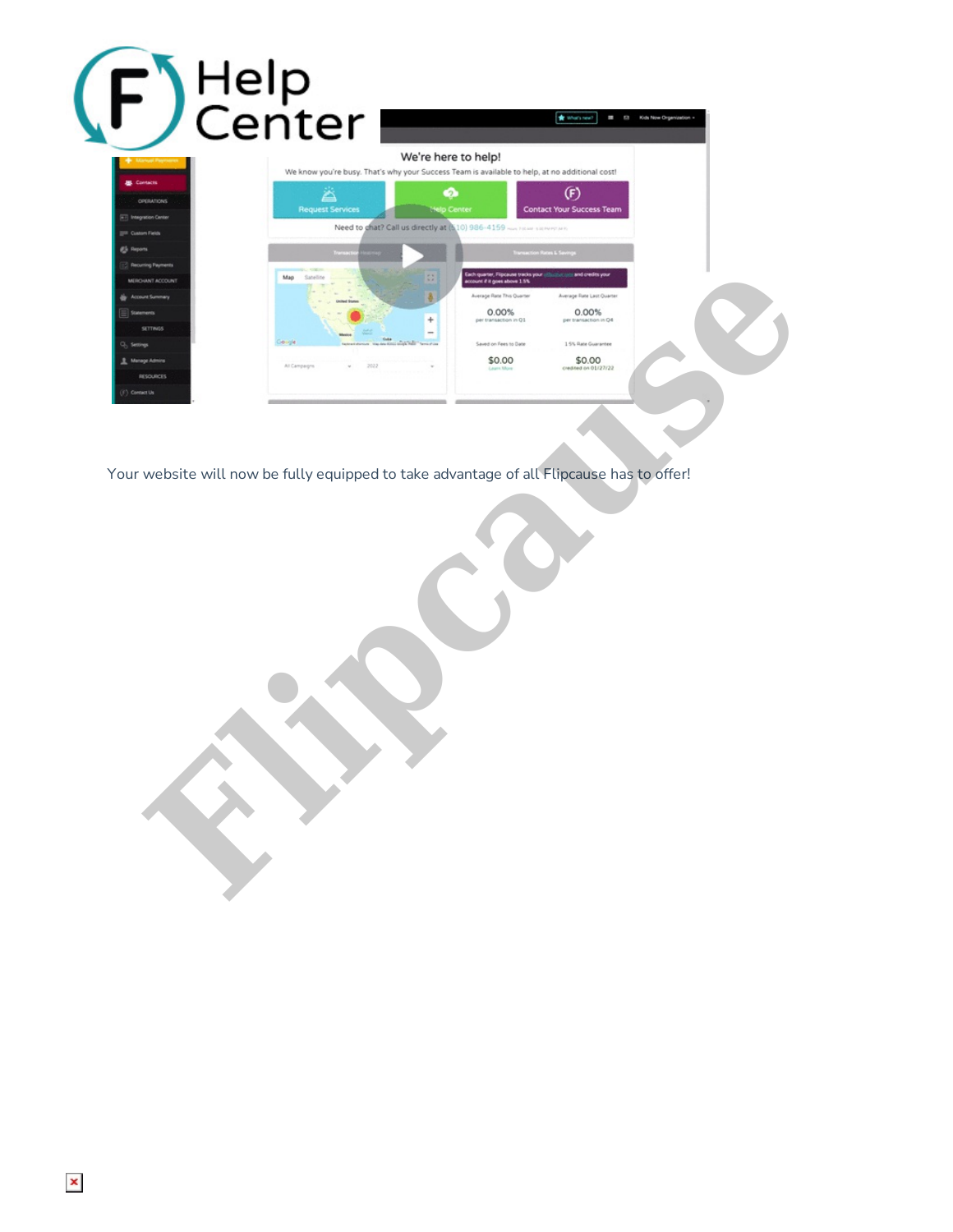Your website will now be fully equipped to take advantage of all Flipcause has to offer!